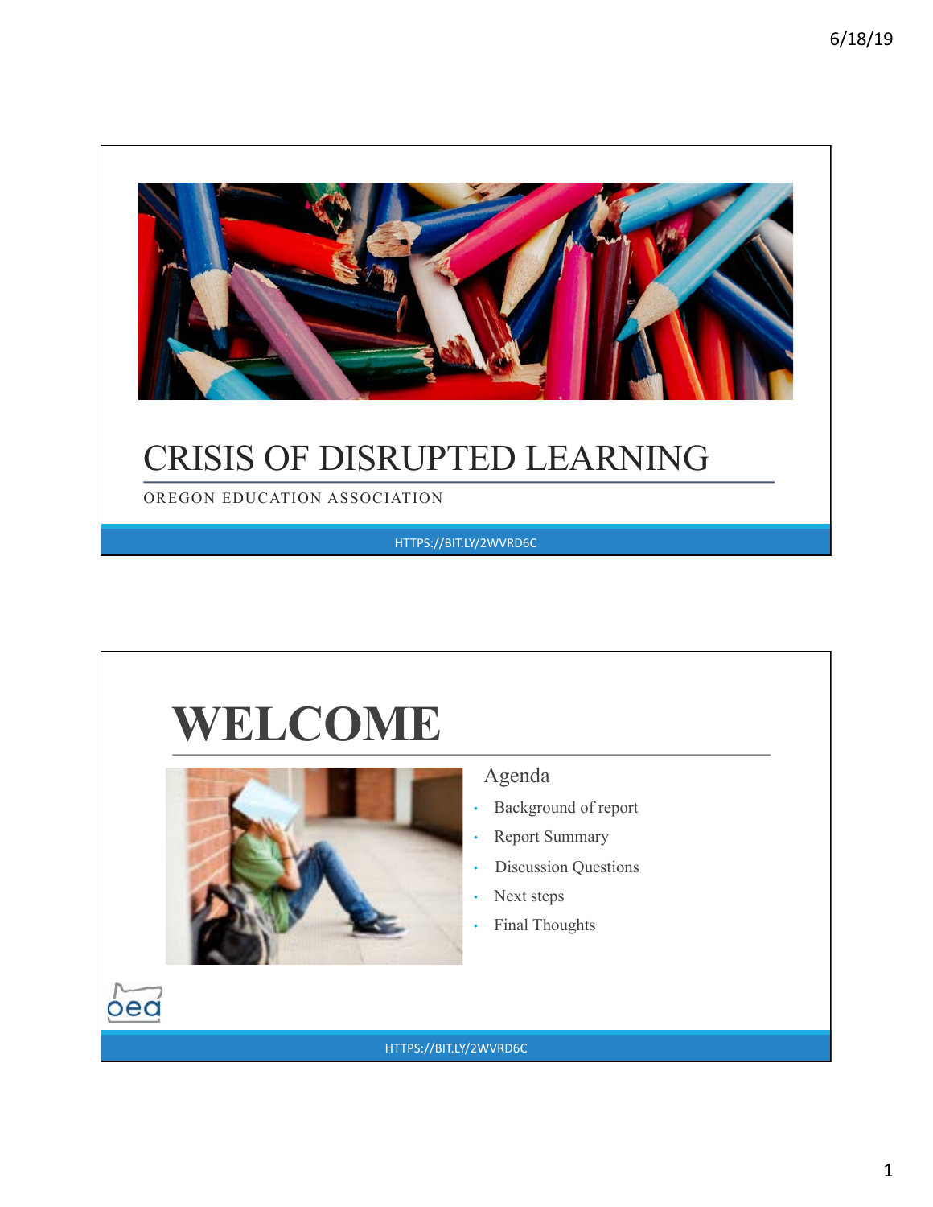# CRISIS OF DISRUPTED LEARNING

OREGON EDUCATION ASSOCIATION

HTTPS://BIT.LY/2WVRD6C

# WELCOME

Agenda

- Background of report
- Report Summary
- Discussion Questions
- Next steps
- Final Thoughts

oea

HTTPS://BIT.LY/2WVRD6C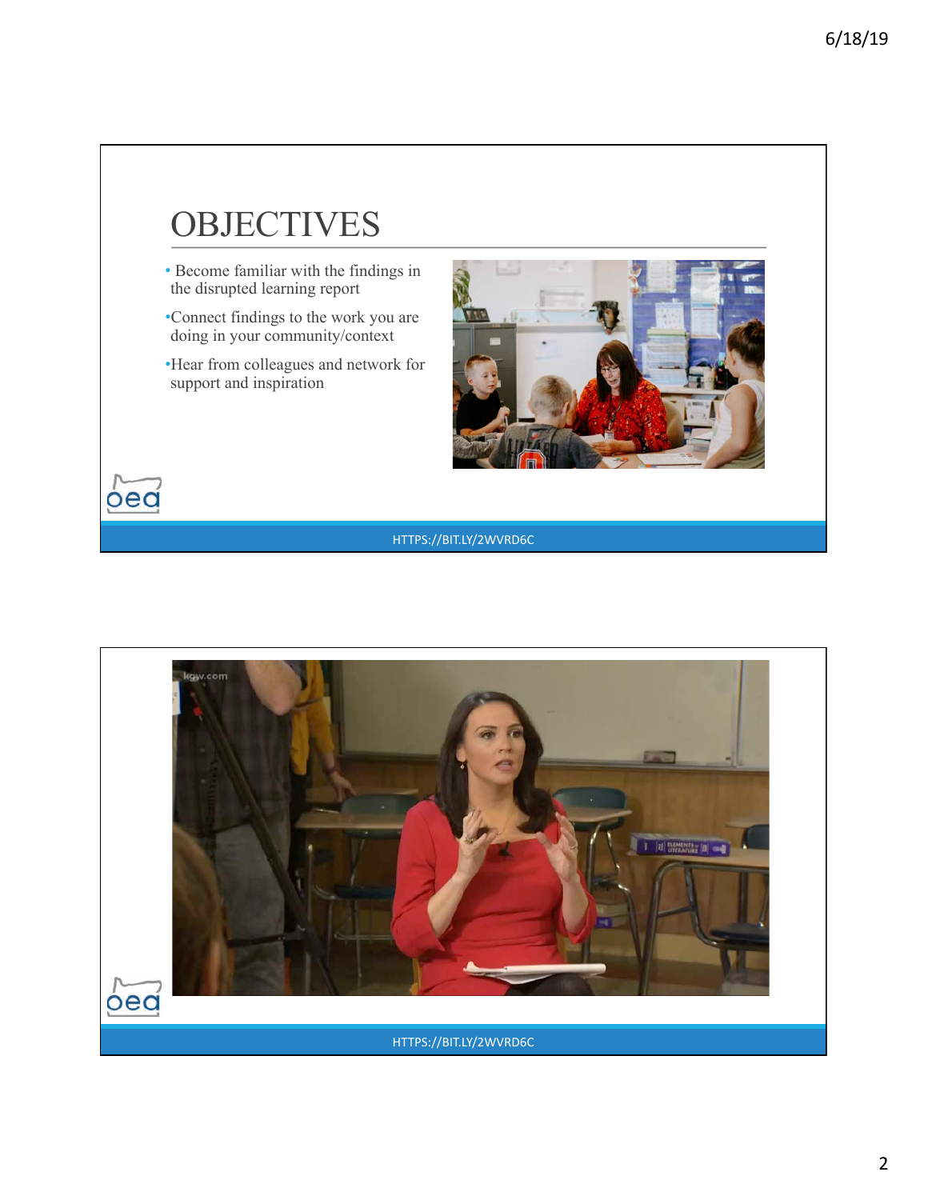# OBJECTIVES

- Become familiar with the findings in the disrupted learning report
- Connect findings to the work you are doing in your community/context
- Hear from colleagues and network for support and inspiration

HTTPS://BIT.LY/2WVRD6C

HTTPS://BIT.LY/2WVRD6C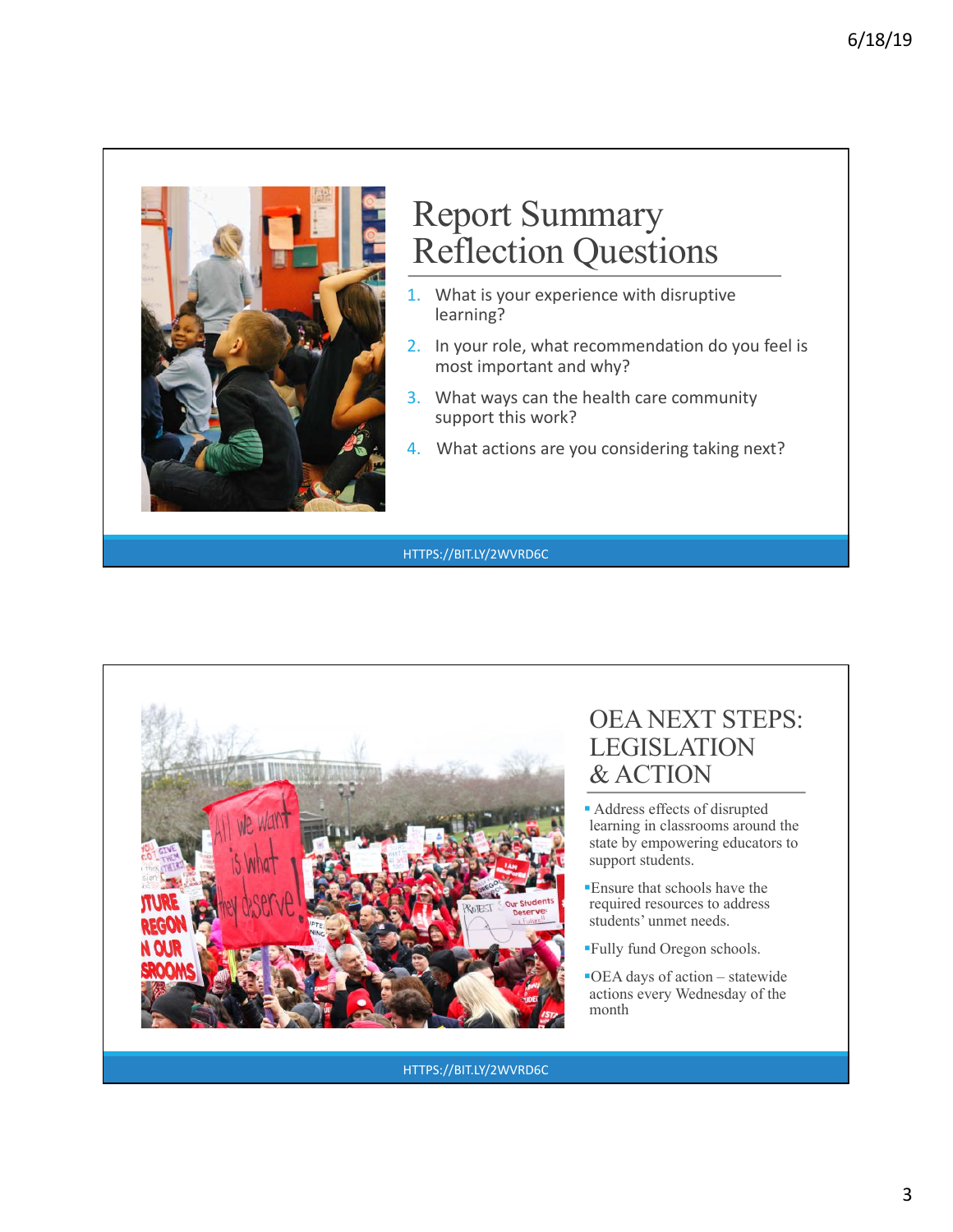# Report Summary Reflection Questions

1. What is your experience with disruptive learning?
2. In your role, what recommendation do you feel is most important and why?
3. What ways can the health care community support this work?
4. What actions are you considering taking next?

HTTPS://BIT.LY/2WVRD6C

# OEA NEXT STEPS: LEGISLATION & ACTION

- Address effects of disrupted learning in classrooms around the state by empowering educators to support students.
- Ensure that schools have the required resources to address students' unmet needs.
- Fully fund Oregon schools.
- OEA days of action – statewide actions every Wednesday of the month

HTTPS://BIT.LY/2WVRD6C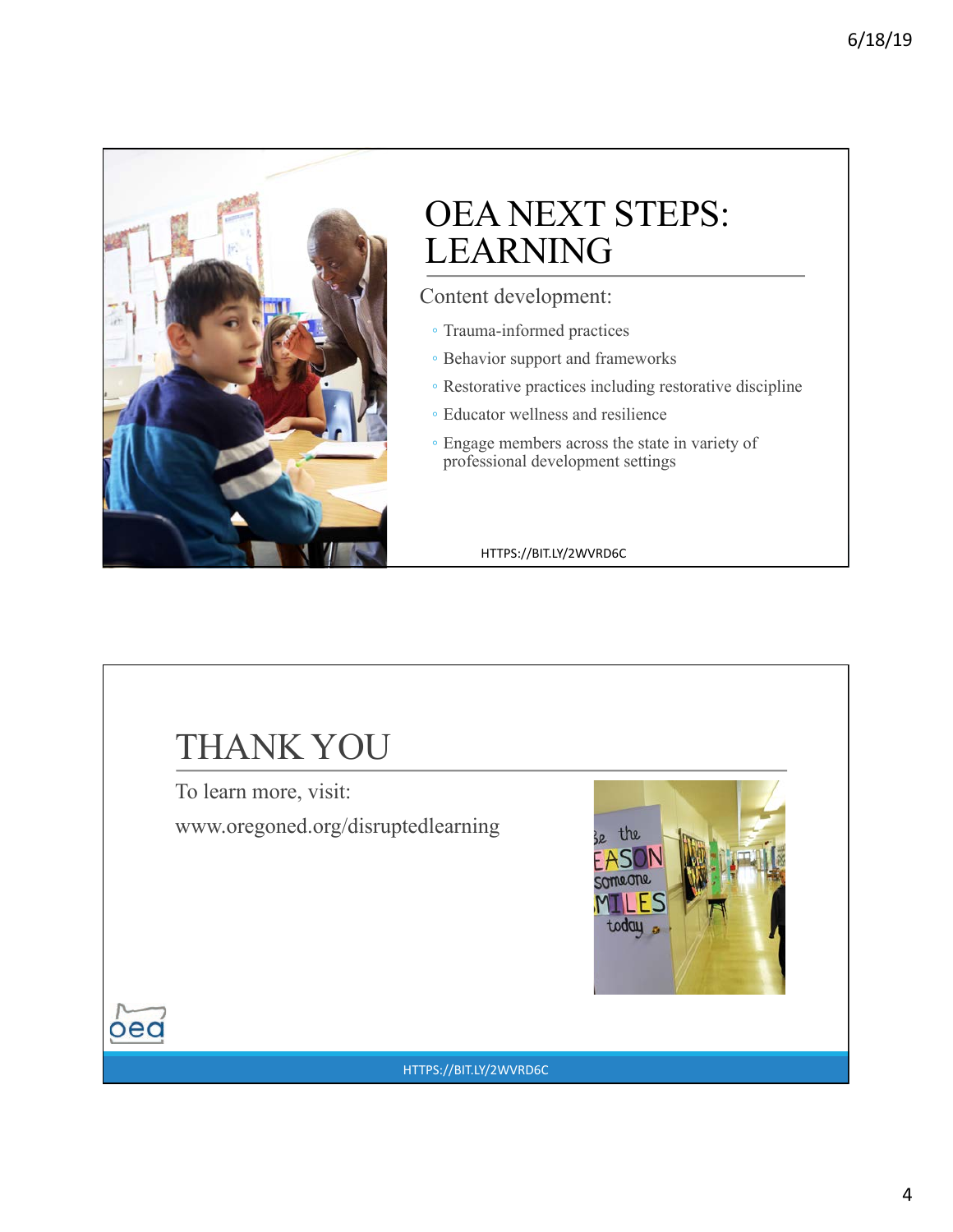# OEA NEXT STEPS: LEARNING

Content development:

- Trauma-informed practices
- Behavior support and frameworks
- Restorative practices including restorative discipline
- Educator wellness and resilience
- Engage members across the state in variety of professional development settings

HTTPS://BIT.LY/2WVRD6C

# THANK YOU

To learn more, visit:

www.oregoned.org/disruptedlearning

HTTPS://BIT.LY/2WVRD6C